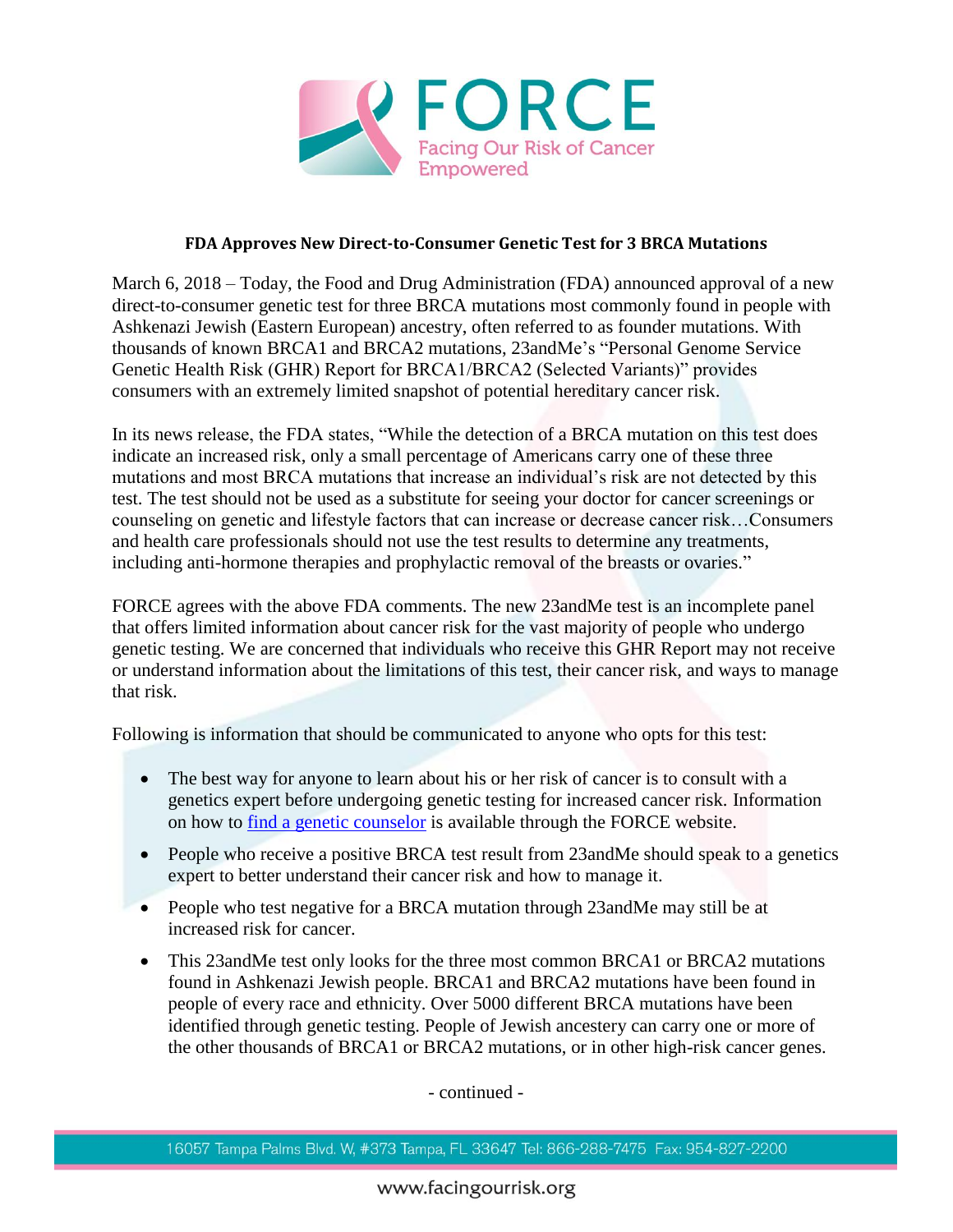**FDA Approves New Direct-to-Consumer Genetic Test for 3 BRCA Mutations**

March 6, 2018 – Today, the Food and Drug Administration (FDA) announced approval of a new direct-to-consumer genetic test for three BRCA mutations most commonly found in people with Ashkenazi Jewish (Eastern European) ancestry, often referred to as founder mutations. With thousands of known BRCA1 and BRCA2 mutations, 23andMe's "Personal Genome Service Genetic Health Risk (GHR) Report for BRCA1/BRCA2 (Selected Variants)" provides consumers with an extremely limited snapshot of potential hereditary cancer risk.

In its news release, the FDA states, "While the detection of a BRCA mutation on this test does indicate an increased risk, only a small percentage of Americans carry one of these three mutations and most BRCA mutations that increase an individual's risk are not detected by this test. The test should not be used as a substitute for seeing your doctor for cancer screenings or counseling on genetic and lifestyle factors that can increase or decrease cancer risk…Consumers and health care professionals should not use the test results to determine any treatments, including anti-hormone therapies and prophylactic removal of the breasts or ovaries."

FORCE agrees with the above FDA comments. The new 23andMe test is an incomplete panel that offers limited information about cancer risk for the vast majority of people who undergo genetic testing. We are concerned that individuals who receive this GHR Report may not receive or understand information about the limitations of this test, their cancer risk, and ways to manage that risk.

Following is information that should be communicated to anyone who opts for this test:

- The best way for anyone to learn about his or her risk of cancer is to consult with a genetics expert before undergoing genetic testing for increased cancer risk. Information on how to [find a genetic counselor]() is available through the FORCE website.
- People who receive a positive BRCA test result from 23andMe should speak to a genetics expert to better understand their cancer risk and how to manage it.
- People who test negative for a BRCA mutation through 23andMe may still be at increased risk for cancer.
- This 23andMe test only looks for the three most common BRCA1 or BRCA2 mutations found in Ashkenazi Jewish people. BRCA1 and BRCA2 mutations have been found in people of every race and ethnicity. Over 5000 different BRCA mutations have been identified through genetic testing. People of Jewish ancestery can carry one or more of the other thousands of BRCA1 or BRCA2 mutations, or in other high-risk cancer genes.

- continued -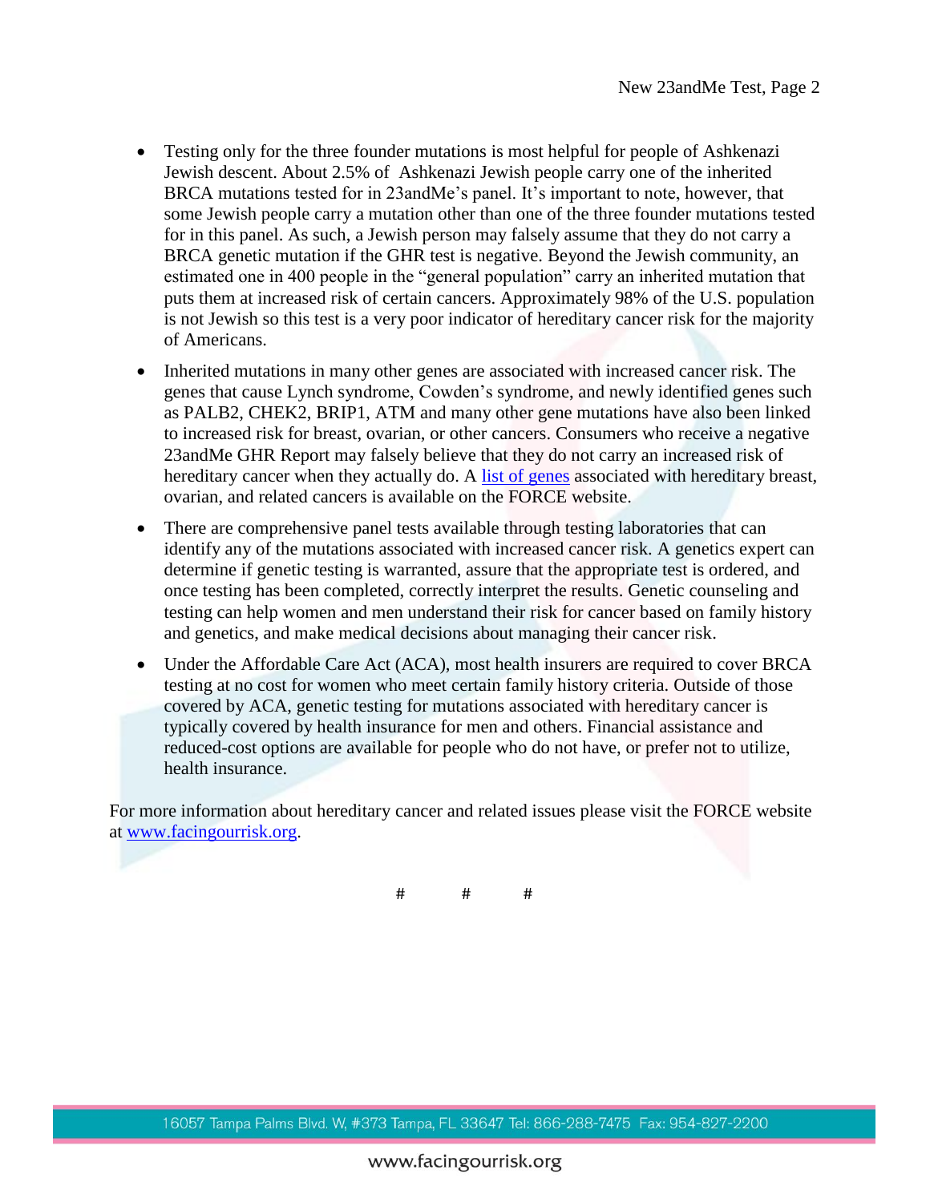- Testing only for the three founder mutations is most helpful for people of Ashkenazi Jewish descent. About 2.5% of Ashkenazi Jewish people carry one of the inherited BRCA mutations tested for in 23andMe's panel. It's important to note, however, that some Jewish people carry a mutation other than one of the three founder mutations tested for in this panel. As such, a Jewish person may falsely assume that they do not carry a BRCA genetic mutation if the GHR test is negative. Beyond the Jewish community, an estimated one in 400 people in the "general population" carry an inherited mutation that puts them at increased risk of certain cancers. Approximately 98% of the U.S. population is not Jewish so this test is a very poor indicator of hereditary cancer risk for the majority of Americans.

- Inherited mutations in many other genes are associated with increased cancer risk. The genes that cause Lynch syndrome, Cowden's syndrome, and newly identified genes such as PALB2, CHEK2, BRIP1, ATM and many other gene mutations have also been linked to increased risk for breast, ovarian, or other cancers. Consumers who receive a negative 23andMe GHR Report may falsely believe that they do not carry an increased risk of hereditary cancer when they actually do. A list of genes associated with hereditary breast, ovarian, and related cancers is available on the FORCE website.

- There are comprehensive panel tests available through testing laboratories that can identify any of the mutations associated with increased cancer risk. A genetics expert can determine if genetic testing is warranted, assure that the appropriate test is ordered, and once testing has been completed, correctly interpret the results. Genetic counseling and testing can help women and men understand their risk for cancer based on family history and genetics, and make medical decisions about managing their cancer risk.

- Under the Affordable Care Act (ACA), most health insurers are required to cover BRCA testing at no cost for women who meet certain family history criteria. Outside of those covered by ACA, genetic testing for mutations associated with hereditary cancer is typically covered by health insurance for men and others. Financial assistance and reduced-cost options are available for people who do not have, or prefer not to utilize, health insurance.

For more information about hereditary cancer and related issues please visit the FORCE website at www.facingourrisk.org.

# # #